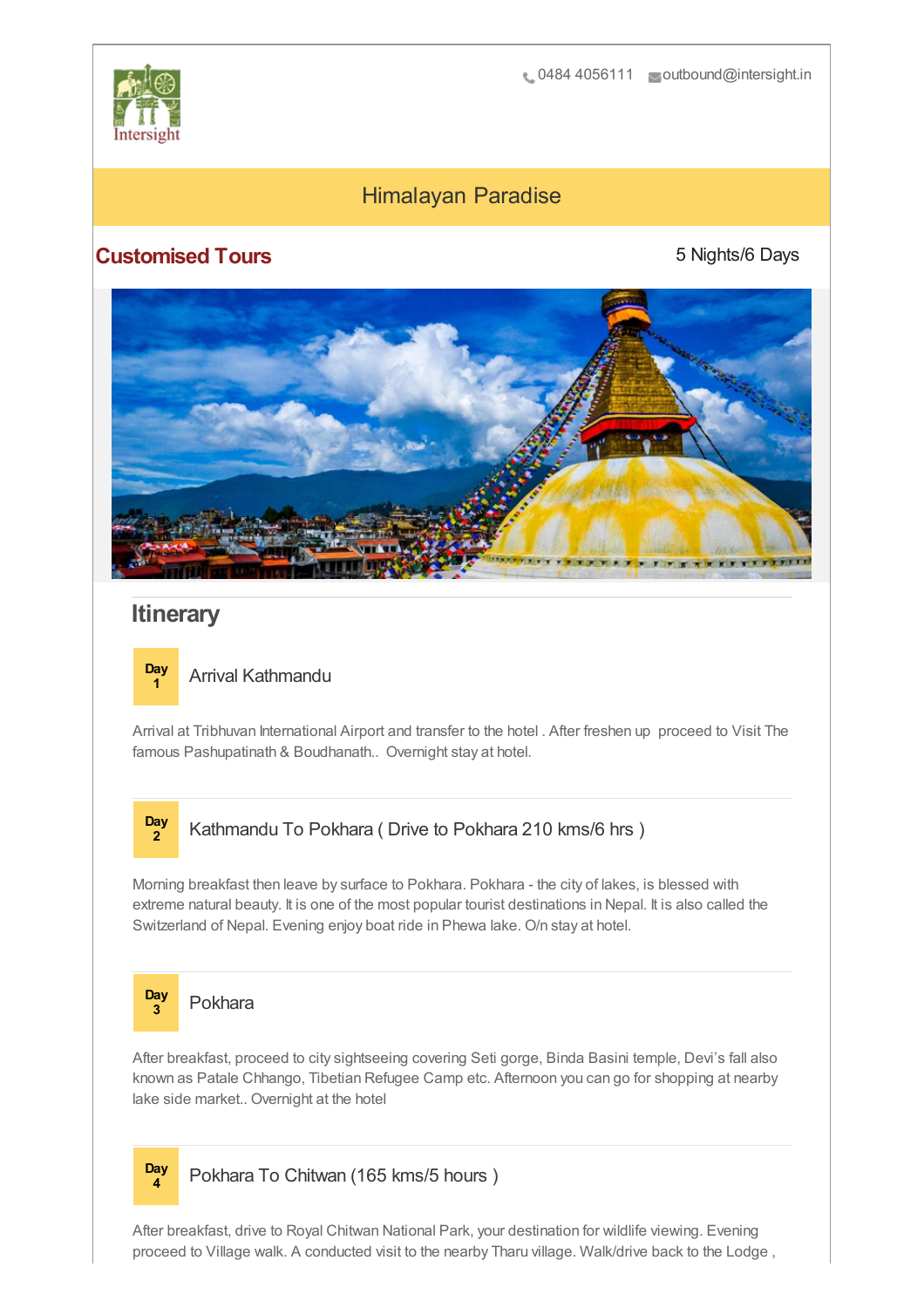0484 4056111 outbound@intersight.in

# Himalayan Paradise

## Customised Tours

5 Nights/6 Days

## Itinerary

### Day 1 Arrival Kathmandu

Arrival at Tribhuvan International Airport and transfer to the hotel . After freshen up proceed to Visit The famous Pashupatinath & Boudhanath.. Overnight stay at hotel.

### Day 2 Kathmandu To Pokhara ( Drive to Pokhara 210 kms/6 hrs )

Morning breakfast then leave by surface to Pokhara. Pokhara - the city of lakes, is blessed with extreme natural beauty. It is one of the most popular tourist destinations in Nepal. It is also called the Switzerland of Nepal. Evening enjoy boat ride in Phewa lake. O/n stay at hotel.

### Day 3 Pokhara

After breakfast, proceed to city sightseeing covering Seti gorge, Binda Basini temple, Devi's fall also known as Patale Chhango, Tibetian Refugee Camp etc. Afternoon you can go for shopping at nearby lake side market.. Overnight at the hotel

### Day 4 Pokhara To Chitwan (165 kms/5 hours )

After breakfast, drive to Royal Chitwan National Park, your destination for wildlife viewing. Evening proceed to Village walk. A conducted visit to the nearby Tharu village. Walk/drive back to the Lodge ,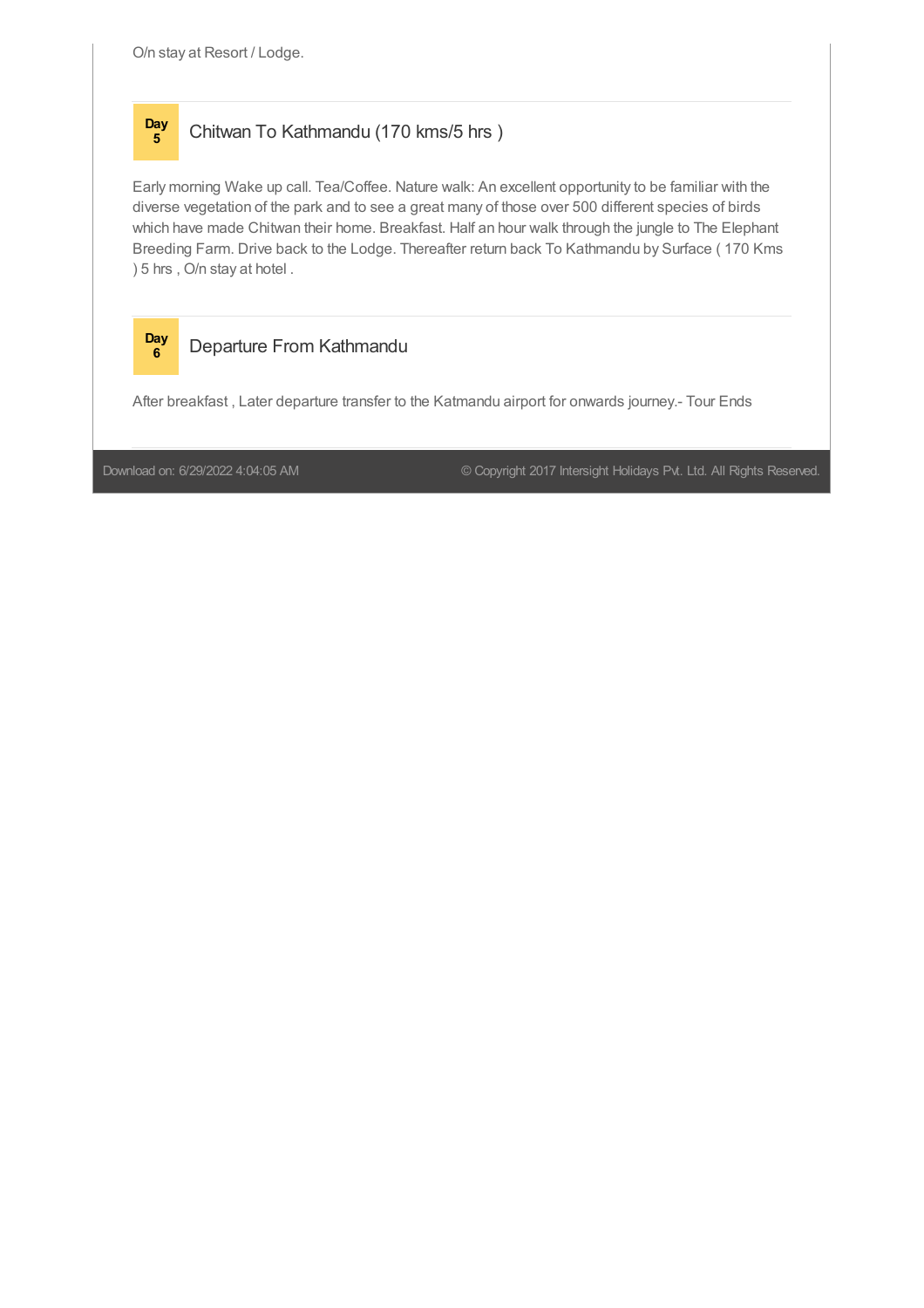O/n stay at Resort / Lodge.

## Day 5 Chitwan To Kathmandu (170 kms/5 hrs )

Early morning Wake up call. Tea/Coffee. Nature walk: An excellent opportunity to be familiar with the diverse vegetation of the park and to see a great many of those over 500 different species of birds which have made Chitwan their home. Breakfast. Half an hour walk through the jungle to The Elephant Breeding Farm. Drive back to the Lodge. Thereafter return back To Kathmandu by Surface ( 170 Kms ) 5 hrs , O/n stay at hotel .

## Day 6 Departure From Kathmandu

After breakfast , Later departure transfer to the Katmandu airport for onwards journey.- Tour Ends

Download on: 6/29/2022 4:04:05 AM © Copyright 2017 Intersight Holidays Pvt. Ltd. All Rights Reserved.